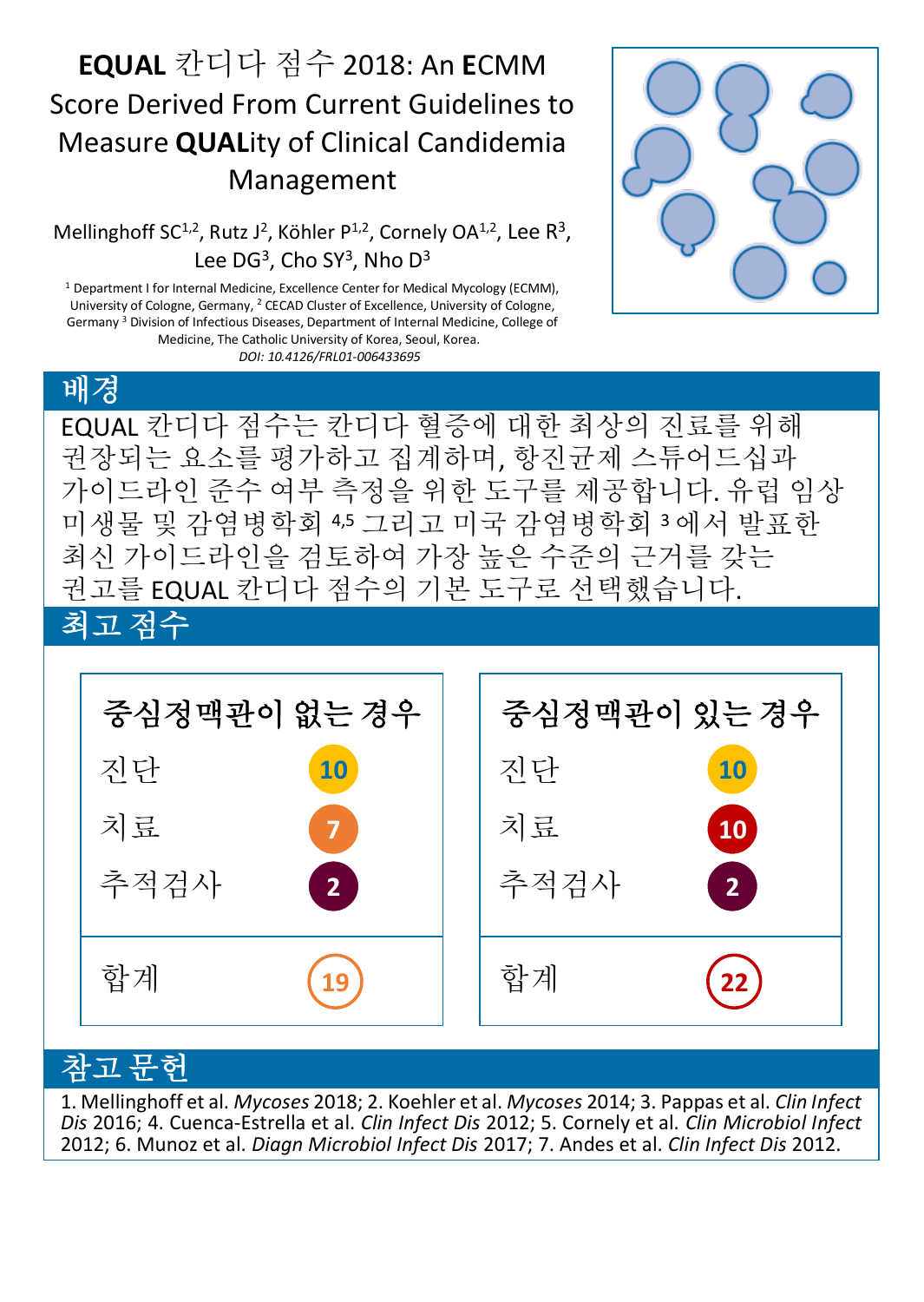# **EQUAL** 칸디다 점수 2018: An **E**CMM Score Derived From Current Guidelines to Measure **QUAL**ity of Clinical Candidemia Management

Mellinghoff SC[1,2], Rutz J[2], Köhler P[1,2], Cornely OA[1,2], Lee R[3], Lee DG[3], Cho SY[3], Nho D[3]

[1] Department I for Internal Medicine, Excellence Center for Medical Mycology (ECMM), University of Cologne, Germany, [2] CECAD Cluster of Excellence, University of Cologne, Germany [3] Division of Infectious Diseases, Department of Internal Medicine, College of Medicine, The Catholic University of Korea, Seoul, Korea.

*DOI: 10.4126/FRL01-006433695*

## 배경

EQUAL 칸디다 점수는 칸디다 혈증에 대한 최상의 진료를 위해 권장되는 요소를 평가하고 집계하며, 항진균제 스튜어드십과 가이드라인 준수 여부 측정을 위한 도구를 제공합니다. 유럽 임상 미생물 및 감염병학회 [4,5] 그리고 미국 감염병학회 [3] 에서 발표한 최신 가이드라인을 검토하여 가장 높은 수준의 근거를 갖는 권고를 EQUAL 칸디다 점수의 기본 도구로 선택했습니다.

## 최고 점수

| 중심정맥관이 없는 경우 | |
|---|---|
| 진단 | 10 |
| 치료 | 7 |
| 추적검사 | 2 |
| 합계 | 19 |

| 중심정맥관이 있는 경우 | |
|---|---|
| 진단 | 10 |
| 치료 | 10 |
| 추적검사 | 2 |
| 합계 | 22 |

## 참고 문헌

1. Mellinghoff et al. *Mycoses* 2018; 2. Koehler et al. *Mycoses* 2014; 3. Pappas et al. *Clin Infect Dis* 2016; 4. Cuenca-Estrella et al. *Clin Infect Dis* 2012; 5. Cornely et al. *Clin Microbiol Infect* 2012; 6. Munoz et al. *Diagn Microbiol Infect Dis* 2017; 7. Andes et al. *Clin Infect Dis* 2012.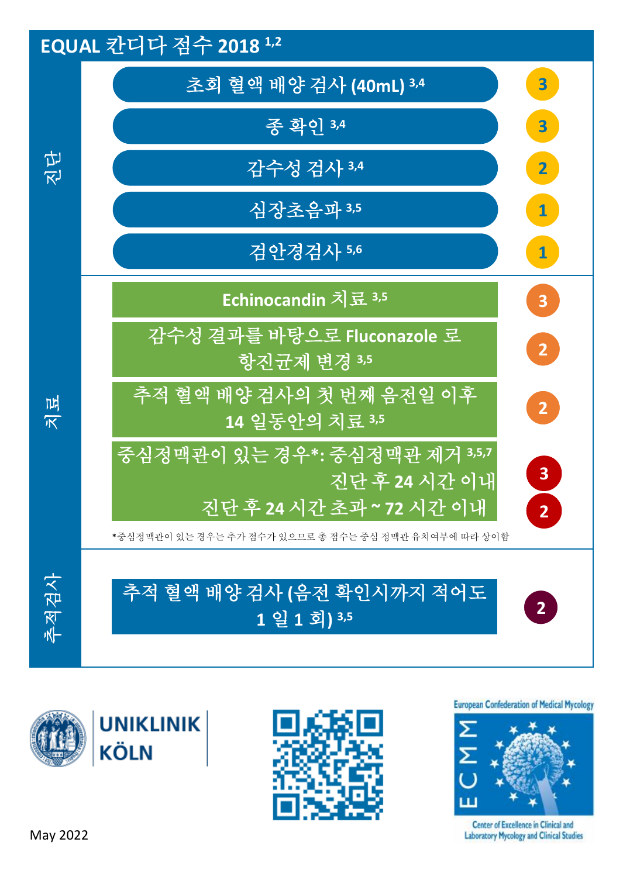# EQUAL 칸디다 점수 2018 [1,2]

| | | |
|---|---|---|
| 진단 | 초회 혈액 배양 검사 (40mL) [3,4] | 3 |
| | 종 확인 [3,4] | 3 |
| | 감수성 검사 [3,4] | 2 |
| | 심장초음파 [3,5] | 1 |
| | 검안경검사 [5,6] | 1 |
| 치료 | Echinocandin 치료 [3,5] | 3 |
| | 감수성 결과를 바탕으로 Fluconazole 로 항진균제 변경 [3,5] | 2 |
| | 추적 혈액 배양 검사의 첫 번째 음전일 이후 14 일동안의 치료 [3,5] | 2 |
| | 중심정맥관이 있는 경우*: 중심정맥관 제거 [3,5,7] 진단 후 24 시간 이내 | 3 |
| | 진단 후 24 시간 초과 ~ 72 시간 이내 | 2 |
| 추적검사 | 추적 혈액 배양 검사 (음전 확인시까지 적어도 1 일 1 회) [3,5] | 2 |

*중심정맥관이 있는 경우는 추가 점수가 있으므로 총 점수는 중심 정맥관 유치여부에 따라 상이함

UNIKLINIK KÖLN

European Confederation of Medical Mycology

ECMM

Center of Excellence in Clinical and Laboratory Mycology and Clinical Studies

May 2022